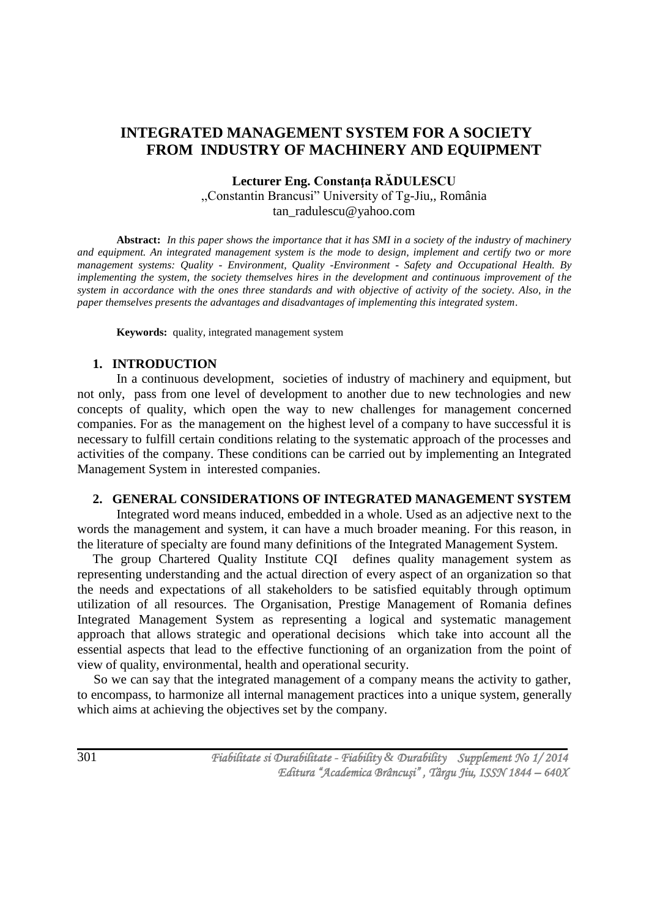# INTEGRATED MANAGEMENT SYSTEM FOR A SOCIETY FROM INDUSTRY OF MACHINERY AND EQUIPMENT

**Lecturer Eng. Constanţa RĂDULESCU**
„Constantin Brancusi" University of Tg-Jiu,, România
tan_radulescu@yahoo.com

**Abstract:** *In this paper shows the importance that it has SMI in a society of the industry of machinery and equipment. An integrated management system is the mode to design, implement and certify two or more management systems: Quality - Environment, Quality -Environment - Safety and Occupational Health. By implementing the system, the society themselves hires in the development and continuous improvement of the system in accordance with the ones three standards and with objective of activity of the society. Also, in the paper themselves presents the advantages and disadvantages of implementing this integrated system.*

**Keywords:** quality, integrated management system

## 1. INTRODUCTION

In a continuous development, societies of industry of machinery and equipment, but not only, pass from one level of development to another due to new technologies and new concepts of quality, which open the way to new challenges for management concerned companies. For as the management on the highest level of a company to have successful it is necessary to fulfill certain conditions relating to the systematic approach of the processes and activities of the company. These conditions can be carried out by implementing an Integrated Management System in interested companies.

## 2. GENERAL CONSIDERATIONS OF INTEGRATED MANAGEMENT SYSTEM

Integrated word means induced, embedded in a whole. Used as an adjective next to the words the management and system, it can have a much broader meaning. For this reason, in the literature of specialty are found many definitions of the Integrated Management System.

The group Chartered Quality Institute CQI defines quality management system as representing understanding and the actual direction of every aspect of an organization so that the needs and expectations of all stakeholders to be satisfied equitably through optimum utilization of all resources. The Organisation, Prestige Management of Romania defines Integrated Management System as representing a logical and systematic management approach that allows strategic and operational decisions which take into account all the essential aspects that lead to the effective functioning of an organization from the point of view of quality, environmental, health and operational security.

So we can say that the integrated management of a company means the activity to gather, to encompass, to harmonize all internal management practices into a unique system, generally which aims at achieving the objectives set by the company.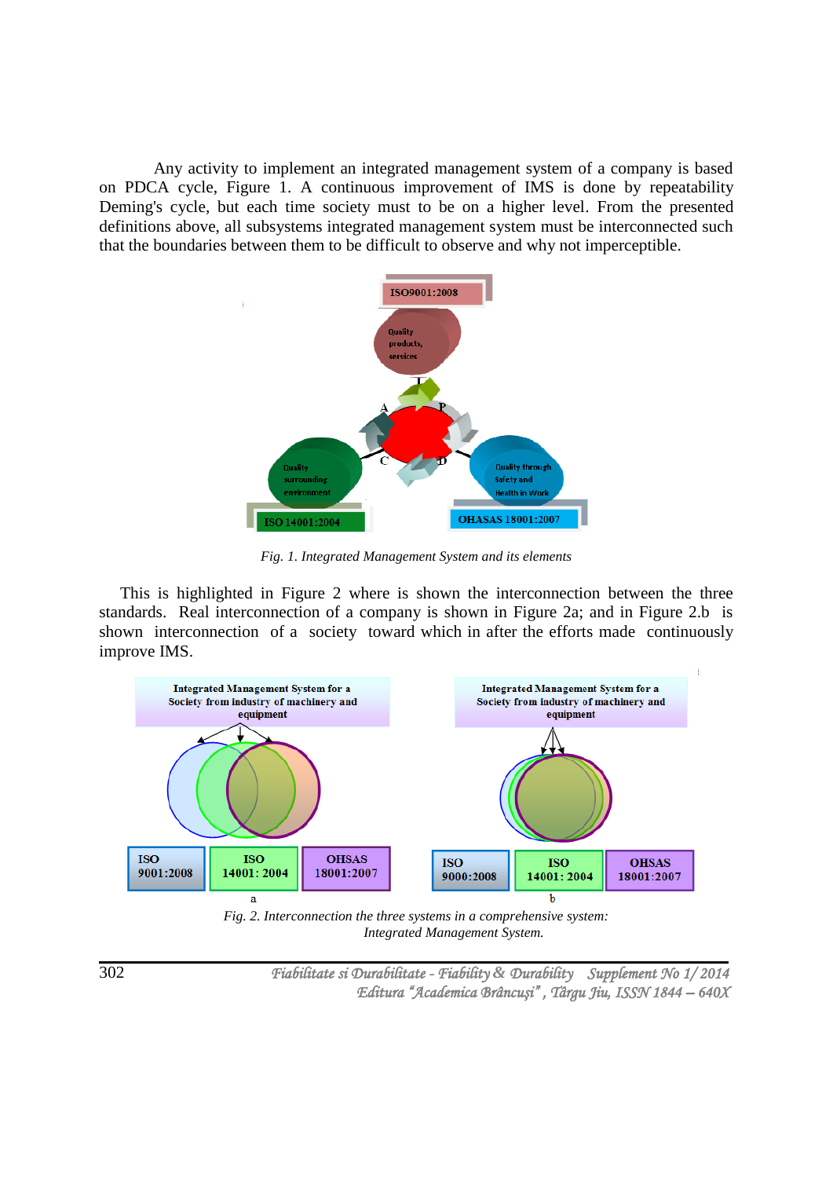Any activity to implement an integrated management system of a company is based on PDCA cycle, Figure 1. A continuous improvement of IMS is done by repeatability Deming's cycle, but each time society must to be on a higher level. From the presented definitions above, all subsystems integrated management system must be interconnected such that the boundaries between them to be difficult to observe and why not imperceptible.

*Fig. 1. Integrated Management System and its elements*

This is highlighted in Figure 2 where is shown the interconnection between the three standards. Real interconnection of a company is shown in Figure 2a; and in Figure 2.b is shown interconnection of a society toward which in after the efforts made continuously improve IMS.

*Fig. 2. Interconnection the three systems in a comprehensive system: Integrated Management System.*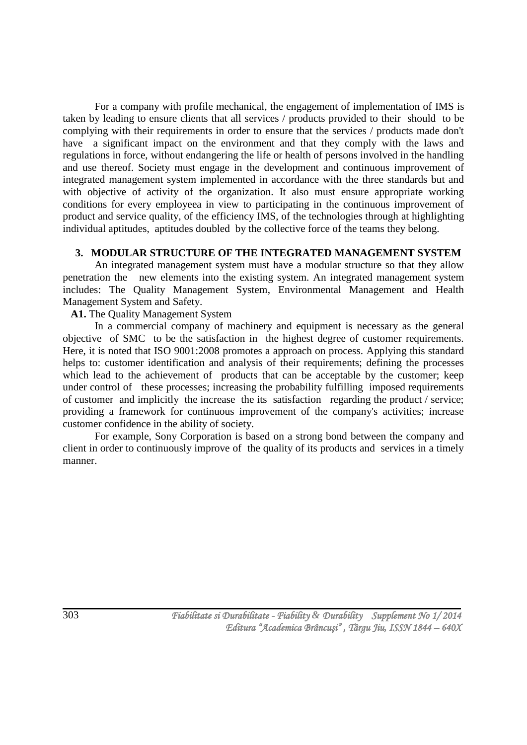For a company with profile mechanical, the engagement of implementation of IMS is taken by leading to ensure clients that all services / products provided to their should to be complying with their requirements in order to ensure that the services / products made don't have a significant impact on the environment and that they comply with the laws and regulations in force, without endangering the life or health of persons involved in the handling and use thereof. Society must engage in the development and continuous improvement of integrated management system implemented in accordance with the three standards but and with objective of activity of the organization. It also must ensure appropriate working conditions for every employeea in view to participating in the continuous improvement of product and service quality, of the efficiency IMS, of the technologies through at highlighting individual aptitudes, aptitudes doubled by the collective force of the teams they belong.

## 3. MODULAR STRUCTURE OF THE INTEGRATED MANAGEMENT SYSTEM

An integrated management system must have a modular structure so that they allow penetration the new elements into the existing system. An integrated management system includes: The Quality Management System, Environmental Management and Health Management System and Safety.

**A1.** The Quality Management System

In a commercial company of machinery and equipment is necessary as the general objective of SMC to be the satisfaction in the highest degree of customer requirements. Here, it is noted that ISO 9001:2008 promotes a approach on process. Applying this standard helps to: customer identification and analysis of their requirements; defining the processes which lead to the achievement of products that can be acceptable by the customer; keep under control of these processes; increasing the probability fulfilling imposed requirements of customer and implicitly the increase the its satisfaction regarding the product / service; providing a framework for continuous improvement of the company's activities; increase customer confidence in the ability of society.

For example, Sony Corporation is based on a strong bond between the company and client in order to continuously improve of the quality of its products and services in a timely manner.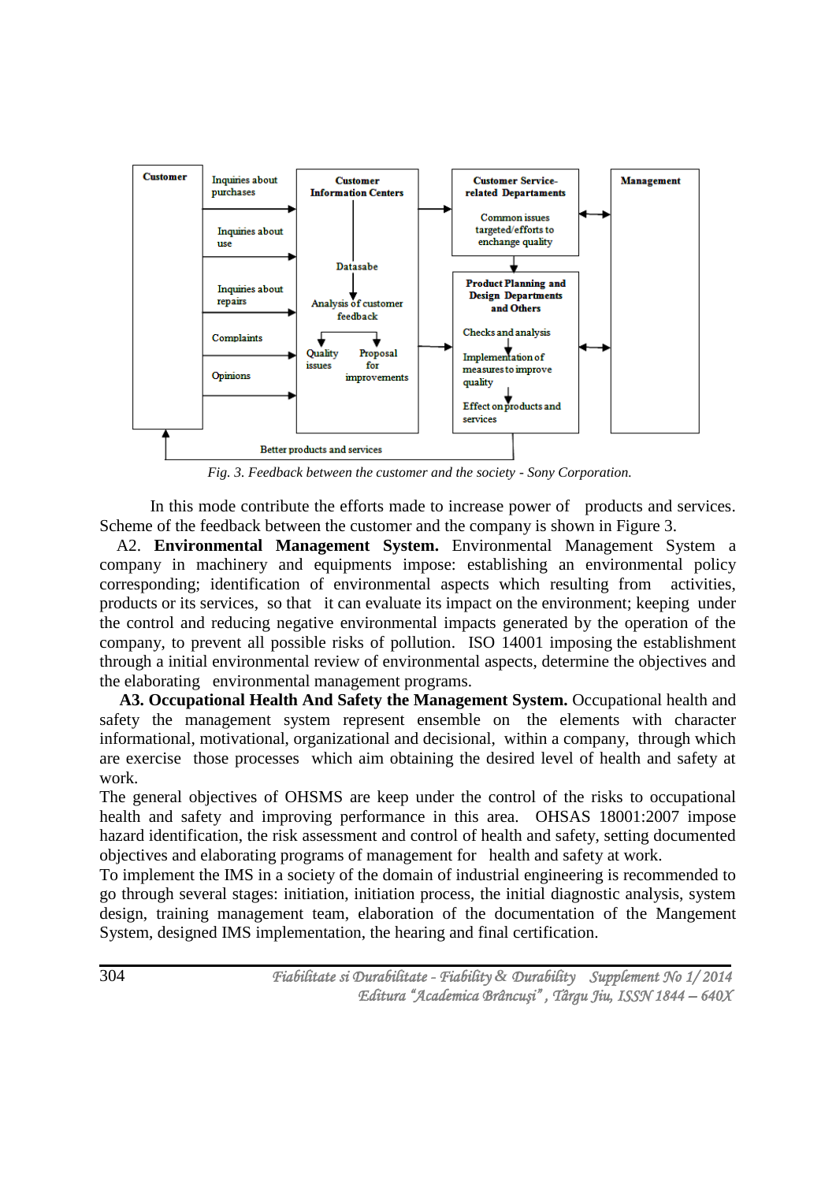Customer

Inquiries about purchases

Inquiries about use

Inquiries about repairs

Complaints

Opinions

Customer Information Centers

Datasabe

Analysis of customer feedback

Quality issues

Proposal for improvements

Customer Service-related Departaments

Common issues targeted/efforts to enchange quality

Product Planning and Design Departments and Others

Checks and analysis

Implementation of measures to improve quality

Effect on products and services

Management

Better products and services

*Fig. 3. Feedback between the customer and the society - Sony Corporation.*

In this mode contribute the efforts made to increase power of products and services. Scheme of the feedback between the customer and the company is shown in Figure 3.

A2. **Environmental Management System.** Environmental Management System a company in machinery and equipments impose: establishing an environmental policy corresponding; identification of environmental aspects which resulting from activities, products or its services, so that it can evaluate its impact on the environment; keeping under the control and reducing negative environmental impacts generated by the operation of the company, to prevent all possible risks of pollution. ISO 14001 imposing the establishment through a initial environmental review of environmental aspects, determine the objectives and the elaborating environmental management programs.

**A3. Occupational Health And Safety the Management System.** Occupational health and safety the management system represent ensemble on the elements with character informational, motivational, organizational and decisional, within a company, through which are exercise those processes which aim obtaining the desired level of health and safety at work.

The general objectives of OHSMS are keep under the control of the risks to occupational health and safety and improving performance in this area. OHSAS 18001:2007 impose hazard identification, the risk assessment and control of health and safety, setting documented objectives and elaborating programs of management for health and safety at work.

To implement the IMS in a society of the domain of industrial engineering is recommended to go through several stages: initiation, initiation process, the initial diagnostic analysis, system design, training management team, elaboration of the documentation of the Mangement System, designed IMS implementation, the hearing and final certification.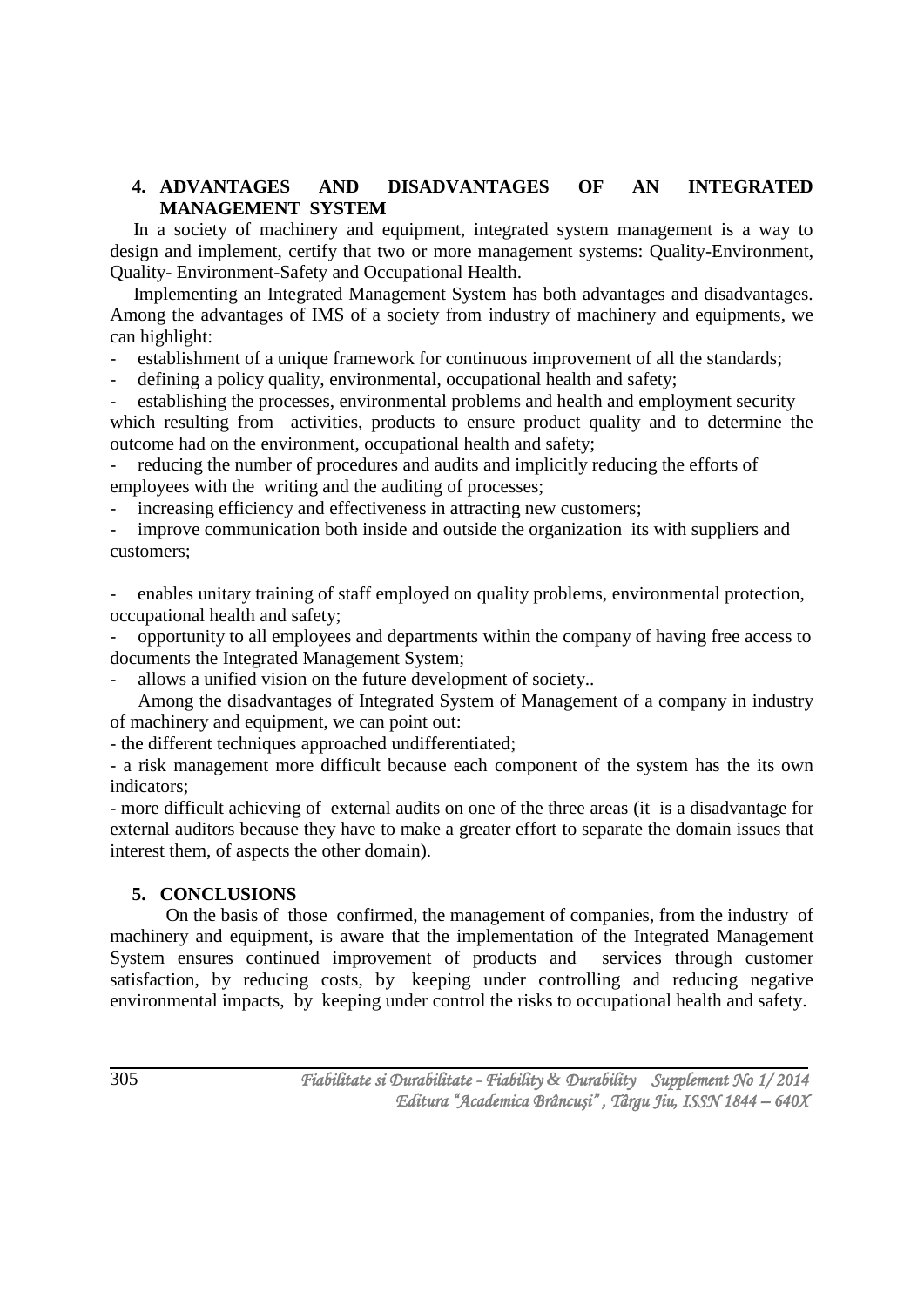## 4. ADVANTAGES AND DISADVANTAGES OF AN INTEGRATED MANAGEMENT SYSTEM

In a society of machinery and equipment, integrated system management is a way to design and implement, certify that two or more management systems: Quality-Environment, Quality- Environment-Safety and Occupational Health.

Implementing an Integrated Management System has both advantages and disadvantages. Among the advantages of IMS of a society from industry of machinery and equipments, we can highlight:

- establishment of a unique framework for continuous improvement of all the standards;
- defining a policy quality, environmental, occupational health and safety;
- establishing the processes, environmental problems and health and employment security which resulting from activities, products to ensure product quality and to determine the outcome had on the environment, occupational health and safety;
- reducing the number of procedures and audits and implicitly reducing the efforts of employees with the writing and the auditing of processes;
- increasing efficiency and effectiveness in attracting new customers;
- improve communication both inside and outside the organization its with suppliers and customers;
- enables unitary training of staff employed on quality problems, environmental protection, occupational health and safety;
- opportunity to all employees and departments within the company of having free access to documents the Integrated Management System;
- allows a unified vision on the future development of society..

Among the disadvantages of Integrated System of Management of a company in industry of machinery and equipment, we can point out:

- the different techniques approached undifferentiated;
- a risk management more difficult because each component of the system has the its own indicators;
- more difficult achieving of external audits on one of the three areas (it is a disadvantage for external auditors because they have to make a greater effort to separate the domain issues that interest them, of aspects the other domain).

## 5. CONCLUSIONS

On the basis of those confirmed, the management of companies, from the industry of machinery and equipment, is aware that the implementation of the Integrated Management System ensures continued improvement of products and services through customer satisfaction, by reducing costs, by keeping under controlling and reducing negative environmental impacts, by keeping under control the risks to occupational health and safety.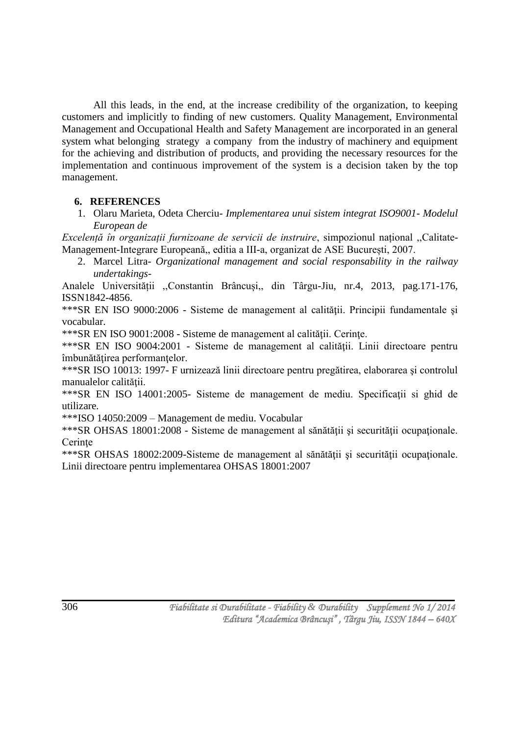All this leads, in the end, at the increase credibility of the organization, to keeping customers and implicitly to finding of new customers. Quality Management, Environmental Management and Occupational Health and Safety Management are incorporated in an general system what belonging strategy a company from the industry of machinery and equipment for the achieving and distribution of products, and providing the necessary resources for the implementation and continuous improvement of the system is a decision taken by the top management.

## 6. REFERENCES

1. Olaru Marieta, Odeta Cherciu- *Implementarea unui sistem integrat ISO9001- Modelul European de Excelență în organizații furnizoare de servicii de instruire*, simpozionul național ,,Calitate-Management-Integrare Europeană,, editia a III-a, organizat de ASE București, 2007.
2. Marcel Litra- *Organizational management and social responsability in the railway undertakings*- Analele Universității ,,Constantin Brâncuși,, din Târgu-Jiu, nr.4, 2013, pag.171-176, ISSN1842-4856.

***SR EN ISO 9000:2006 - Sisteme de management al calităţii. Principii fundamentale şi vocabular.

***SR EN ISO 9001:2008 - Sisteme de management al calităţii. Cerinţe.

***SR EN ISO 9004:2001 - Sisteme de management al calităţii. Linii directoare pentru îmbunătăţirea performanţelor.

***SR ISO 10013: 1997- F urnizează linii directoare pentru pregătirea, elaborarea şi controlul manualelor calităţii.

***SR EN ISO 14001:2005- Sisteme de management de mediu. Specificaţii si ghid de utilizare.

***ISO 14050:2009 – Management de mediu. Vocabular

***SR OHSAS 18001:2008 - Sisteme de management al sănătăţii şi securităţii ocupaţionale. Cerinţe

***SR OHSAS 18002:2009-Sisteme de management al sănătăţii şi securităţii ocupaţionale. Linii directoare pentru implementarea OHSAS 18001:2007